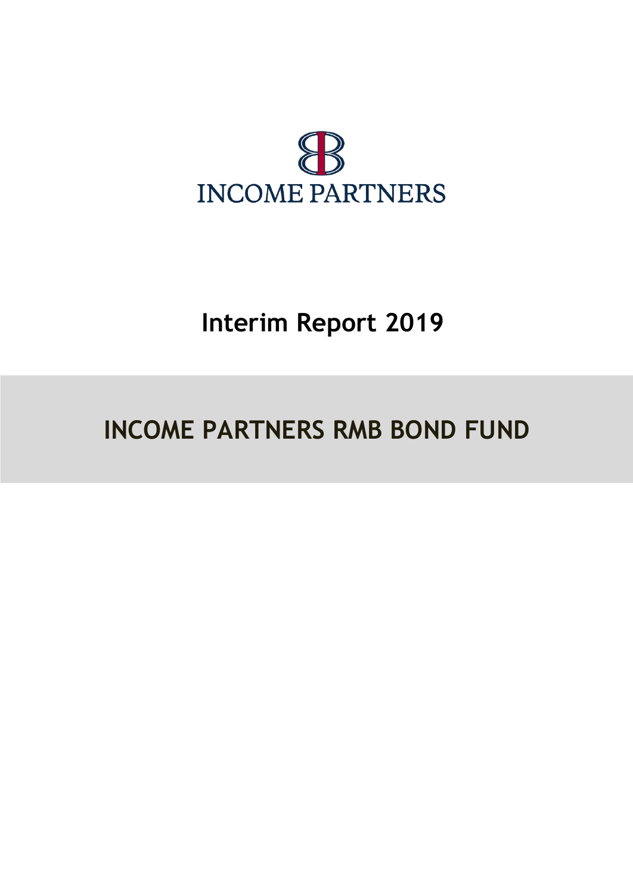INCOME PARTNERS

# Interim Report 2019

# INCOME PARTNERS RMB BOND FUND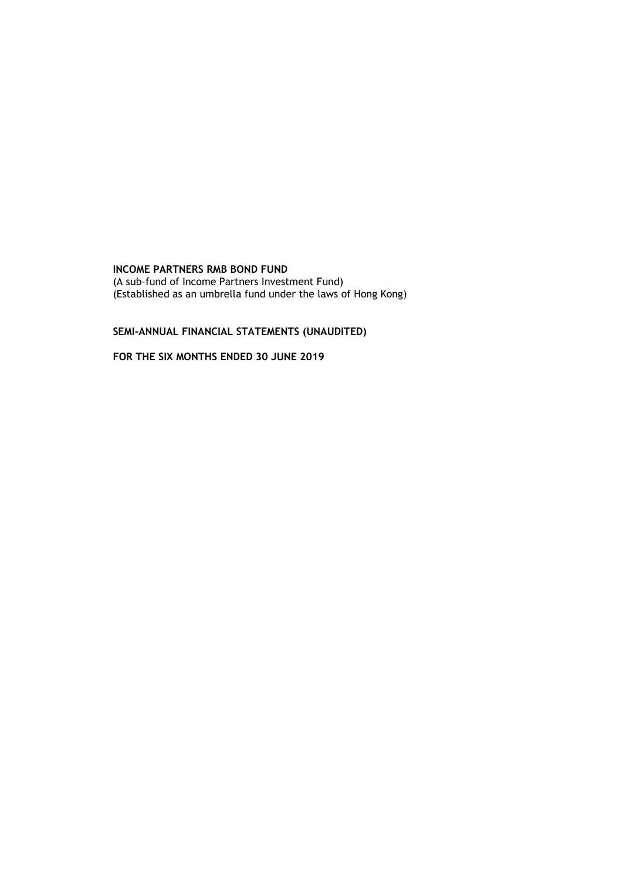**INCOME PARTNERS RMB BOND FUND**

(A sub–fund of Income Partners Investment Fund)
(Established as an umbrella fund under the laws of Hong Kong)

**SEMI-ANNUAL FINANCIAL STATEMENTS (UNAUDITED)**

**FOR THE SIX MONTHS ENDED 30 JUNE 2019**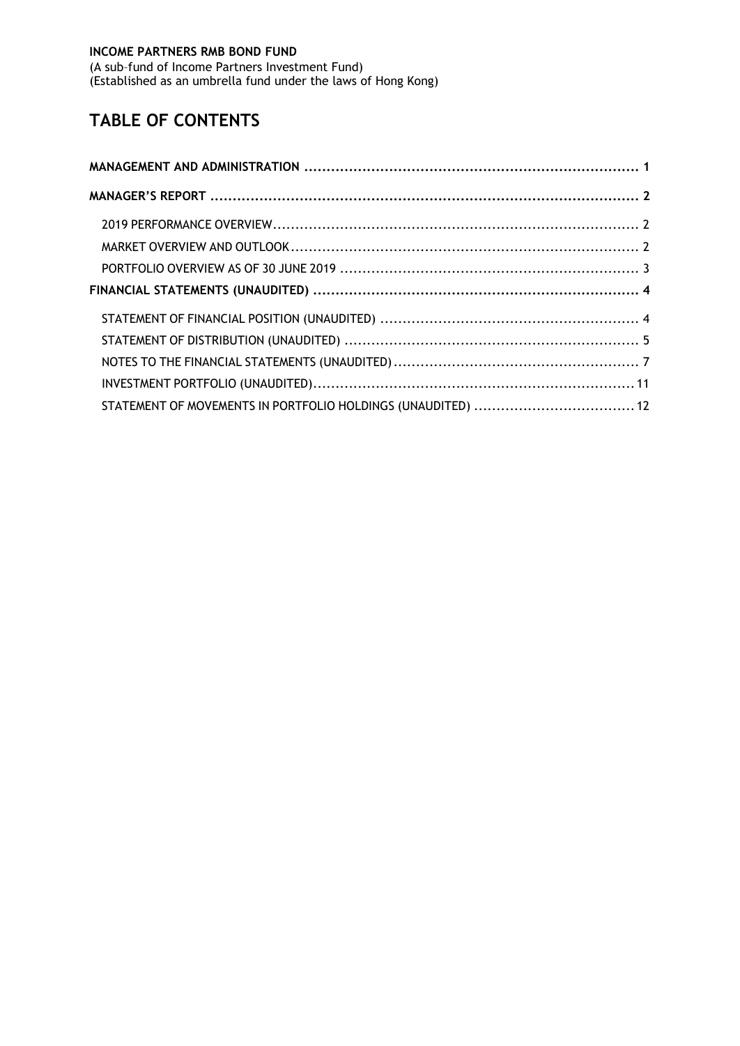**INCOME PARTNERS RMB BOND FUND**
(A sub-fund of Income Partners Investment Fund)
(Established as an umbrella fund under the laws of Hong Kong)

# TABLE OF CONTENTS

**MANAGEMENT AND ADMINISTRATION** ........................................................................ 1

**MANAGER'S REPORT** ........................................................................................... 2

- 2019 PERFORMANCE OVERVIEW ................................................................................ 2
- MARKET OVERVIEW AND OUTLOOK ............................................................................ 2
- PORTFOLIO OVERVIEW AS OF 30 JUNE 2019 ................................................................ 3

**FINANCIAL STATEMENTS (UNAUDITED)** ..................................................................... 4

- STATEMENT OF FINANCIAL POSITION (UNAUDITED) ...................................................... 4
- STATEMENT OF DISTRIBUTION (UNAUDITED) ............................................................... 5
- NOTES TO THE FINANCIAL STATEMENTS (UNAUDITED) .................................................... 7
- INVESTMENT PORTFOLIO (UNAUDITED) ...................................................................... 11
- STATEMENT OF MOVEMENTS IN PORTFOLIO HOLDINGS (UNAUDITED) ................................ 12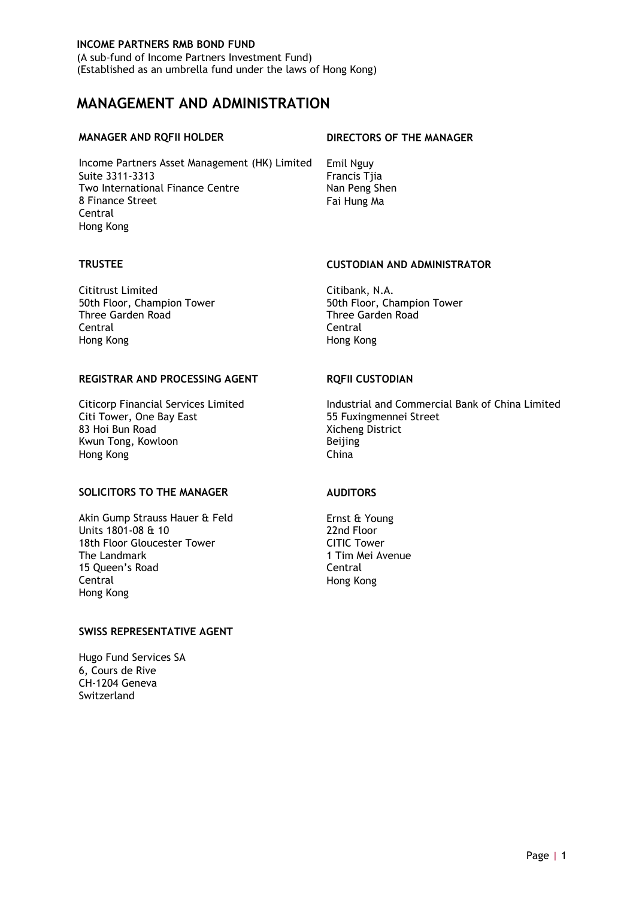**INCOME PARTNERS RMB BOND FUND**
(A sub–fund of Income Partners Investment Fund)
(Established as an umbrella fund under the laws of Hong Kong)

# MANAGEMENT AND ADMINISTRATION

### MANAGER AND RQFII HOLDER

Income Partners Asset Management (HK) Limited
Suite 3311-3313
Two International Finance Centre
8 Finance Street
Central
Hong Kong

### DIRECTORS OF THE MANAGER

Emil Nguy
Francis Tjia
Nan Peng Shen
Fai Hung Ma

### TRUSTEE

Cititrust Limited
50th Floor, Champion Tower
Three Garden Road
Central
Hong Kong

### CUSTODIAN AND ADMINISTRATOR

Citibank, N.A.
50th Floor, Champion Tower
Three Garden Road
Central
Hong Kong

### REGISTRAR AND PROCESSING AGENT

Citicorp Financial Services Limited
Citi Tower, One Bay East
83 Hoi Bun Road
Kwun Tong, Kowloon
Hong Kong

### RQFII CUSTODIAN

Industrial and Commercial Bank of China Limited
55 Fuxingmennei Street
Xicheng District
Beijing
China

### SOLICITORS TO THE MANAGER

Akin Gump Strauss Hauer & Feld
Units 1801-08 & 10
18th Floor Gloucester Tower
The Landmark
15 Queen's Road
Central
Hong Kong

### AUDITORS

Ernst & Young
22nd Floor
CITIC Tower
1 Tim Mei Avenue
Central
Hong Kong

### SWISS REPRESENTATIVE AGENT

Hugo Fund Services SA
6, Cours de Rive
CH-1204 Geneva
Switzerland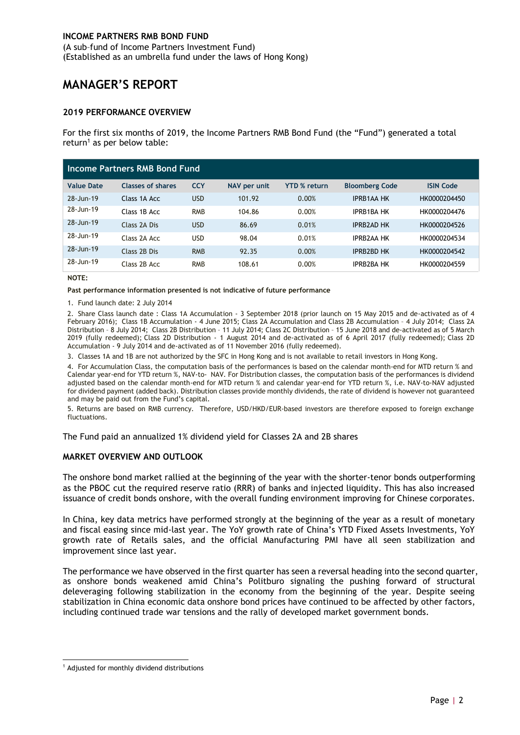**INCOME PARTNERS RMB BOND FUND**
(A sub-fund of Income Partners Investment Fund)
(Established as an umbrella fund under the laws of Hong Kong)

# MANAGER'S REPORT

### 2019 PERFORMANCE OVERVIEW

For the first six months of 2019, the Income Partners RMB Bond Fund (the "Fund") generated a total return[1] as per below table:

| Income Partners RMB Bond Fund | | | | | | |
|---|---|---|---|---|---|---|
| **Value Date** | **Classes of shares** | **CCY** | **NAV per unit** | **YTD % return** | **Bloomberg Code** | **ISIN Code** |
| 28-Jun-19 | Class 1A Acc | USD | 101.92 | 0.00% | IPRB1AA HK | HK0000204450 |
| 28-Jun-19 | Class 1B Acc | RMB | 104.86 | 0.00% | IPRB1BA HK | HK0000204476 |
| 28-Jun-19 | Class 2A Dis | USD | 86.69 | 0.01% | IPRB2AD HK | HK0000204526 |
| 28-Jun-19 | Class 2A Acc | USD | 98.04 | 0.01% | IPRB2AA HK | HK0000204534 |
| 28-Jun-19 | Class 2B Dis | RMB | 92.35 | 0.00% | IPRB2BD HK | HK0000204542 |
| 28-Jun-19 | Class 2B Acc | RMB | 108.61 | 0.00% | IPRB2BA HK | HK0000204559 |

**NOTE:**

**Past performance information presented is not indicative of future performance**

1. Fund launch date: 2 July 2014
2. Share Class launch date : Class 1A Accumulation - 3 September 2018 (prior launch on 15 May 2015 and de-activated as of 4 February 2016); Class 1B Accumulation - 4 June 2015; Class 2A Accumulation and Class 2B Accumulation – 4 July 2014; Class 2A Distribution – 8 July 2014; Class 2B Distribution – 11 July 2014; Class 2C Distribution – 15 June 2018 and de-activated as of 5 March 2019 (fully redeemed); Class 2D Distribution - 1 August 2014 and de-activated as of 6 April 2017 (fully redeemed); Class 2D Accumulation - 9 July 2014 and de-activated as of 11 November 2016 (fully redeemed).
3. Classes 1A and 1B are not authorized by the SFC in Hong Kong and is not available to retail investors in Hong Kong.
4. For Accumulation Class, the computation basis of the performances is based on the calendar month-end for MTD return % and Calendar year-end for YTD return %, NAV-to- NAV. For Distribution classes, the computation basis of the performances is dividend adjusted based on the calendar month-end for MTD return % and calendar year-end for YTD return %, i.e. NAV-to-NAV adjusted for dividend payment (added back). Distribution classes provide monthly dividends, the rate of dividend is however not guaranteed and may be paid out from the Fund's capital.
5. Returns are based on RMB currency. Therefore, USD/HKD/EUR-based investors are therefore exposed to foreign exchange fluctuations.

The Fund paid an annualized 1% dividend yield for Classes 2A and 2B shares

### MARKET OVERVIEW AND OUTLOOK

The onshore bond market rallied at the beginning of the year with the shorter-tenor bonds outperforming as the PBOC cut the required reserve ratio (RRR) of banks and injected liquidity. This has also increased issuance of credit bonds onshore, with the overall funding environment improving for Chinese corporates.

In China, key data metrics have performed strongly at the beginning of the year as a result of monetary and fiscal easing since mid-last year. The YoY growth rate of China's YTD Fixed Assets Investments, YoY growth rate of Retails sales, and the official Manufacturing PMI have all seen stabilization and improvement since last year.

The performance we have observed in the first quarter has seen a reversal heading into the second quarter, as onshore bonds weakened amid China's Politburo signaling the pushing forward of structural deleveraging following stabilization in the economy from the beginning of the year. Despite seeing stabilization in China economic data onshore bond prices have continued to be affected by other factors, including continued trade war tensions and the rally of developed market government bonds.

[1] Adjusted for monthly dividend distributions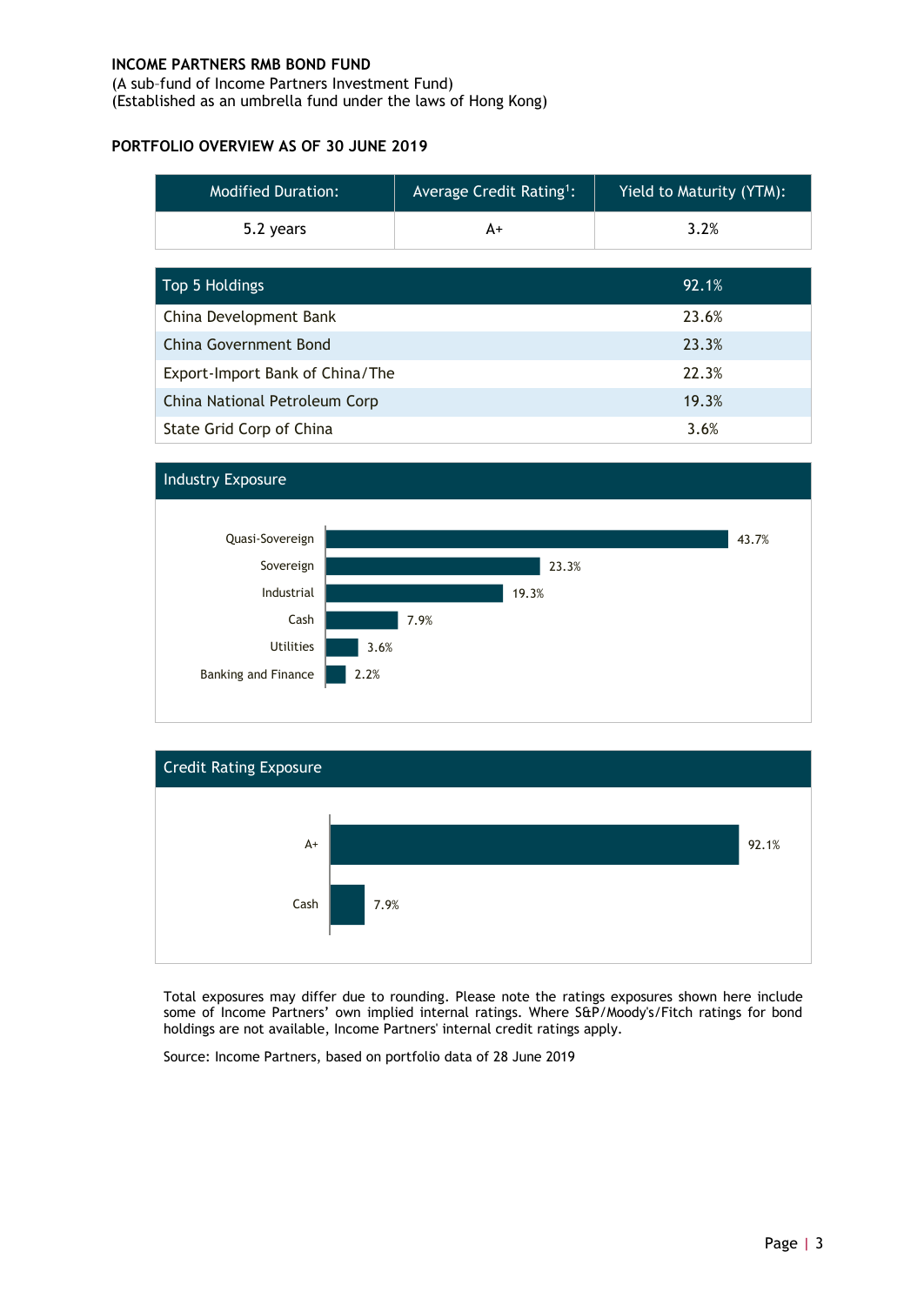**INCOME PARTNERS RMB BOND FUND**
(A sub-fund of Income Partners Investment Fund)
(Established as an umbrella fund under the laws of Hong Kong)

## PORTFOLIO OVERVIEW AS OF 30 JUNE 2019

| Modified Duration: | Average Credit Rating[1]: | Yield to Maturity (YTM): |
|---|---|---|
| 5.2 years | A+ | 3.2% |

| Top 5 Holdings | 92.1% |
|---|---|
| China Development Bank | 23.6% |
| China Government Bond | 23.3% |
| Export-Import Bank of China/The | 22.3% |
| China National Petroleum Corp | 19.3% |
| State Grid Corp of China | 3.6% |

### Industry Exposure

| Industry | Exposure |
|---|---|
| Quasi-Sovereign | 43.7% |
| Sovereign | 23.3% |
| Industrial | 19.3% |
| Cash | 7.9% |
| Utilities | 3.6% |
| Banking and Finance | 2.2% |

### Credit Rating Exposure

| Credit Rating | Exposure |
|---|---|
| A+ | 92.1% |
| Cash | 7.9% |

Total exposures may differ due to rounding. Please note the ratings exposures shown here include some of Income Partners' own implied internal ratings. Where S&P/Moody's/Fitch ratings for bond holdings are not available, Income Partners' internal credit ratings apply.

Source: Income Partners, based on portfolio data of 28 June 2019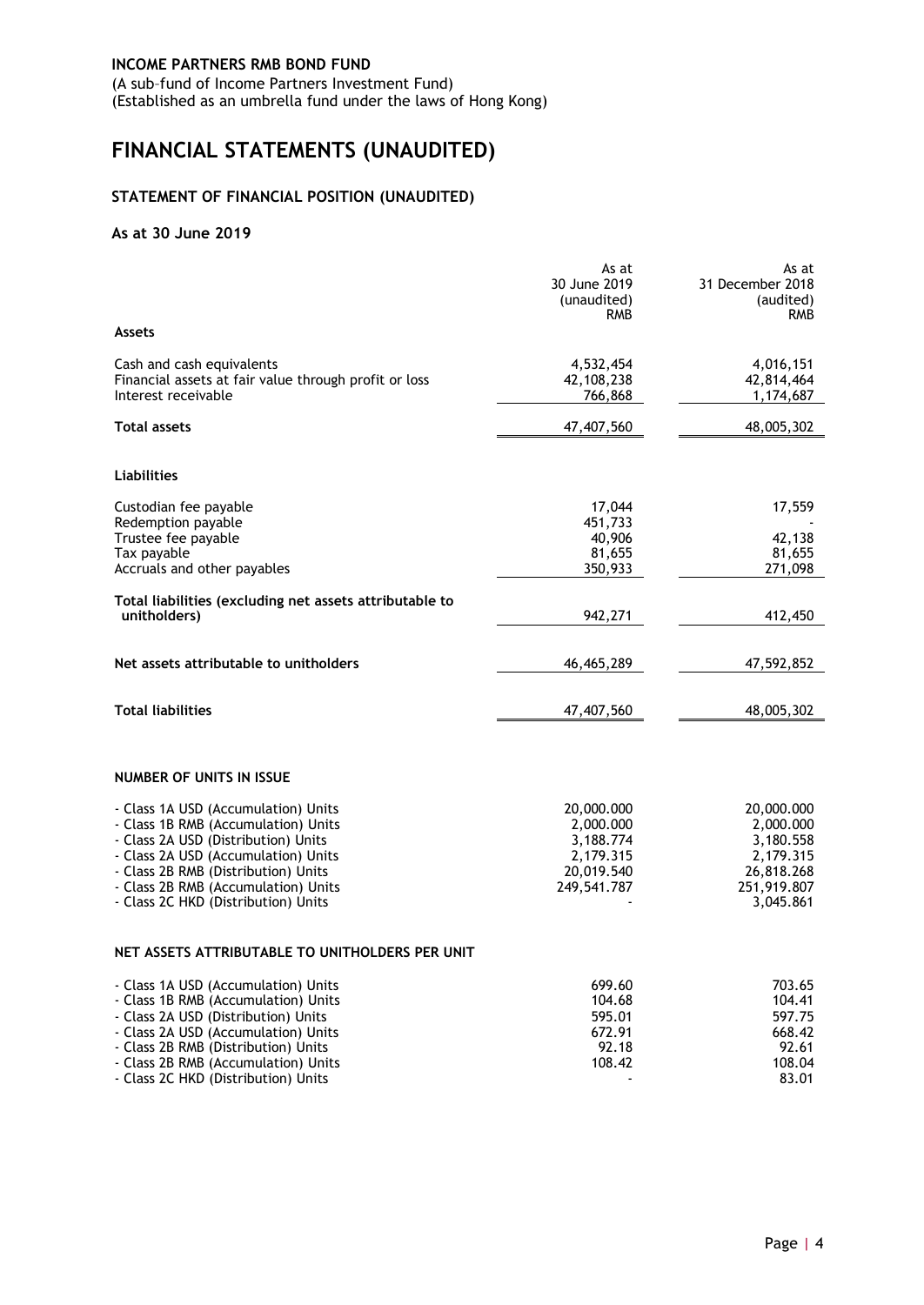**INCOME PARTNERS RMB BOND FUND**
(A sub-fund of Income Partners Investment Fund)
(Established as an umbrella fund under the laws of Hong Kong)

# FINANCIAL STATEMENTS (UNAUDITED)

## STATEMENT OF FINANCIAL POSITION (UNAUDITED)

### As at 30 June 2019

| | As at 30 June 2019 (unaudited) RMB | As at 31 December 2018 (audited) RMB |
|---|---|---|
| **Assets** | | |
| Cash and cash equivalents | 4,532,454 | 4,016,151 |
| Financial assets at fair value through profit or loss | 42,108,238 | 42,814,464 |
| Interest receivable | 766,868 | 1,174,687 |
| **Total assets** | 47,407,560 | 48,005,302 |
| **Liabilities** | | |
| Custodian fee payable | 17,044 | 17,559 |
| Redemption payable | 451,733 | - |
| Trustee fee payable | 40,906 | 42,138 |
| Tax payable | 81,655 | 81,655 |
| Accruals and other payables | 350,933 | 271,098 |
| **Total liabilities (excluding net assets attributable to unitholders)** | 942,271 | 412,450 |
| **Net assets attributable to unitholders** | 46,465,289 | 47,592,852 |
| **Total liabilities** | 47,407,560 | 48,005,302 |

**NUMBER OF UNITS IN ISSUE**

| | As at 30 June 2019 | As at 31 December 2018 |
|---|---|---|
| - Class 1A USD (Accumulation) Units | 20,000.000 | 20,000.000 |
| - Class 1B RMB (Accumulation) Units | 2,000.000 | 2,000.000 |
| - Class 2A USD (Distribution) Units | 3,188.774 | 3,180.558 |
| - Class 2A USD (Accumulation) Units | 2,179.315 | 2,179.315 |
| - Class 2B RMB (Distribution) Units | 20,019.540 | 26,818.268 |
| - Class 2B RMB (Accumulation) Units | 249,541.787 | 251,919.807 |
| - Class 2C HKD (Distribution) Units | - | 3,045.861 |

**NET ASSETS ATTRIBUTABLE TO UNITHOLDERS PER UNIT**

| | As at 30 June 2019 | As at 31 December 2018 |
|---|---|---|
| - Class 1A USD (Accumulation) Units | 699.60 | 703.65 |
| - Class 1B RMB (Accumulation) Units | 104.68 | 104.41 |
| - Class 2A USD (Distribution) Units | 595.01 | 597.75 |
| - Class 2A USD (Accumulation) Units | 672.91 | 668.42 |
| - Class 2B RMB (Distribution) Units | 92.18 | 92.61 |
| - Class 2B RMB (Accumulation) Units | 108.42 | 108.04 |
| - Class 2C HKD (Distribution) Units | - | 83.01 |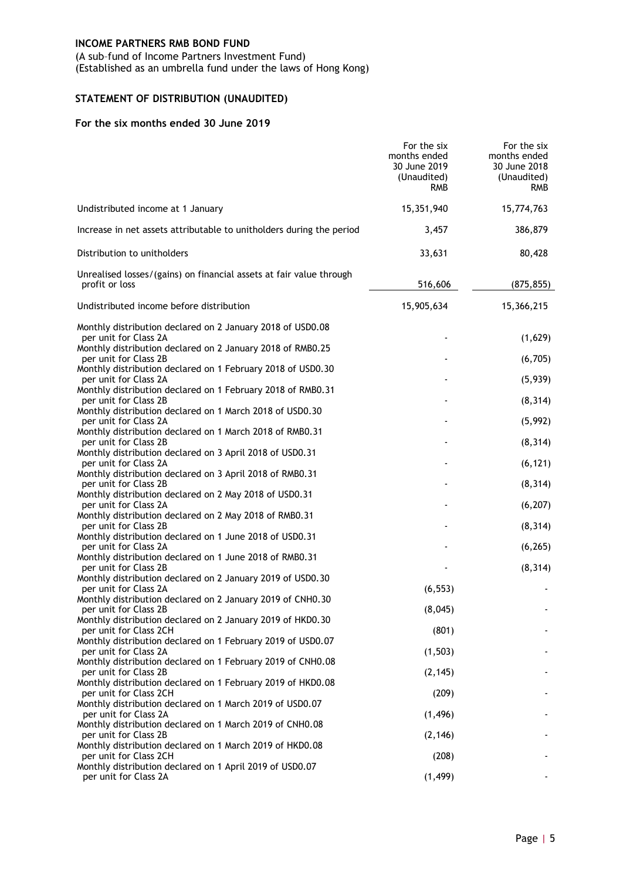**INCOME PARTNERS RMB BOND FUND**

(A sub–fund of Income Partners Investment Fund)
(Established as an umbrella fund under the laws of Hong Kong)

## STATEMENT OF DISTRIBUTION (UNAUDITED)

### For the six months ended 30 June 2019

| | For the six months ended 30 June 2019 (Unaudited) RMB | For the six months ended 30 June 2018 (Unaudited) RMB |
|---|---|---|
| Undistributed income at 1 January | 15,351,940 | 15,774,763 |
| Increase in net assets attributable to unitholders during the period | 3,457 | 386,879 |
| Distribution to unitholders | 33,631 | 80,428 |
| Unrealised losses/(gains) on financial assets at fair value through profit or loss | 516,606 | (875,855) |
| Undistributed income before distribution | 15,905,634 | 15,366,215 |
| Monthly distribution declared on 2 January 2018 of USD0.08 per unit for Class 2A | - | (1,629) |
| Monthly distribution declared on 2 January 2018 of RMB0.25 per unit for Class 2B | - | (6,705) |
| Monthly distribution declared on 1 February 2018 of USD0.30 per unit for Class 2A | - | (5,939) |
| Monthly distribution declared on 1 February 2018 of RMB0.31 per unit for Class 2B | - | (8,314) |
| Monthly distribution declared on 1 March 2018 of USD0.30 per unit for Class 2A | - | (5,992) |
| Monthly distribution declared on 1 March 2018 of RMB0.31 per unit for Class 2B | - | (8,314) |
| Monthly distribution declared on 3 April 2018 of USD0.31 per unit for Class 2A | - | (6,121) |
| Monthly distribution declared on 3 April 2018 of RMB0.31 per unit for Class 2B | - | (8,314) |
| Monthly distribution declared on 2 May 2018 of USD0.31 per unit for Class 2A | - | (6,207) |
| Monthly distribution declared on 2 May 2018 of RMB0.31 per unit for Class 2B | - | (8,314) |
| Monthly distribution declared on 1 June 2018 of USD0.31 per unit for Class 2A | - | (6,265) |
| Monthly distribution declared on 1 June 2018 of RMB0.31 per unit for Class 2B | - | (8,314) |
| Monthly distribution declared on 2 January 2019 of USD0.30 per unit for Class 2A | (6,553) | - |
| Monthly distribution declared on 2 January 2019 of CNH0.30 per unit for Class 2B | (8,045) | - |
| Monthly distribution declared on 2 January 2019 of HKD0.30 per unit for Class 2CH | (801) | - |
| Monthly distribution declared on 1 February 2019 of USD0.07 per unit for Class 2A | (1,503) | - |
| Monthly distribution declared on 1 February 2019 of CNH0.08 per unit for Class 2B | (2,145) | - |
| Monthly distribution declared on 1 February 2019 of HKD0.08 per unit for Class 2CH | (209) | - |
| Monthly distribution declared on 1 March 2019 of USD0.07 per unit for Class 2A | (1,496) | - |
| Monthly distribution declared on 1 March 2019 of CNH0.08 per unit for Class 2B | (2,146) | - |
| Monthly distribution declared on 1 March 2019 of HKD0.08 per unit for Class 2CH | (208) | - |
| Monthly distribution declared on 1 April 2019 of USD0.07 per unit for Class 2A | (1,499) | - |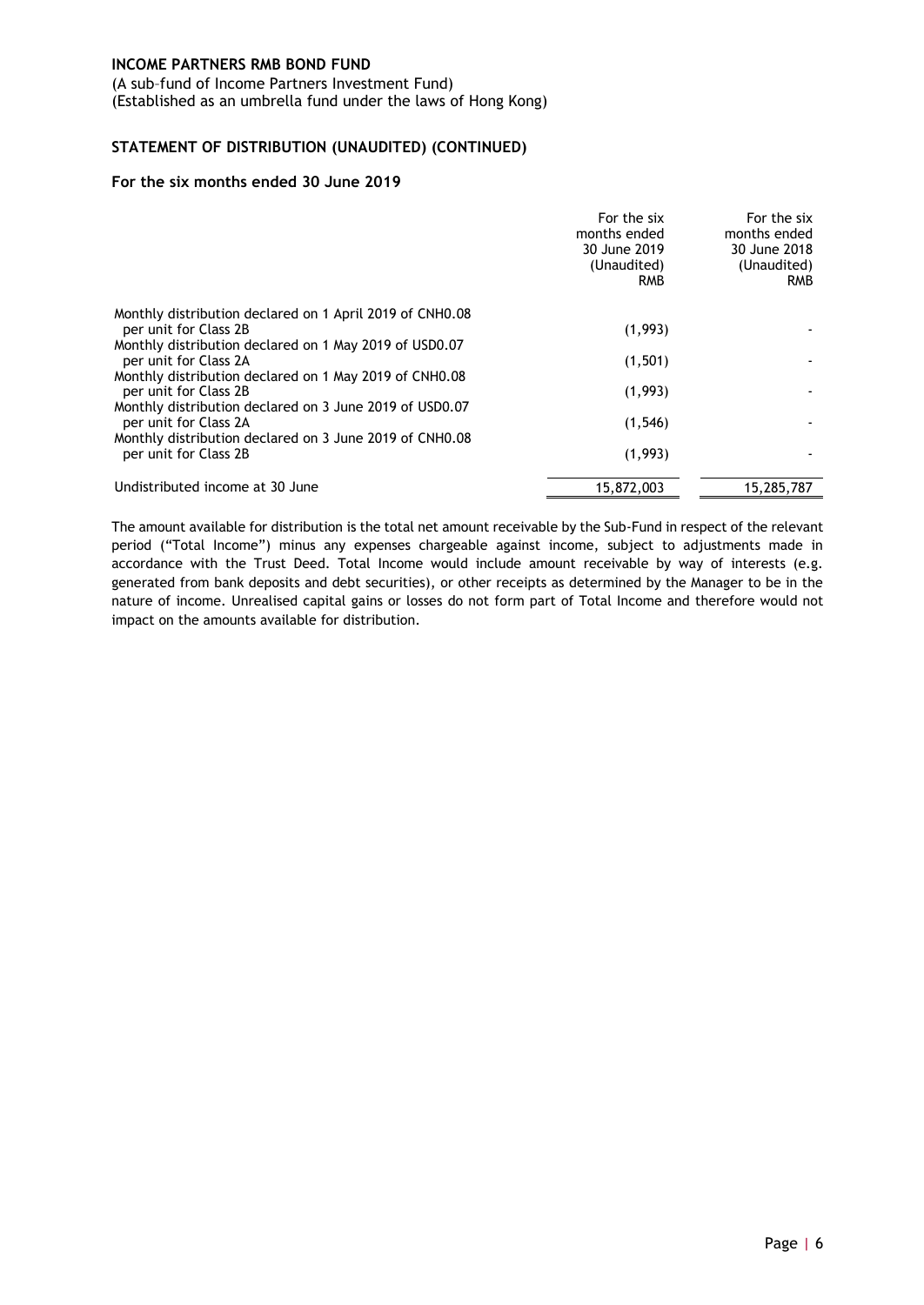**INCOME PARTNERS RMB BOND FUND**
(A sub–fund of Income Partners Investment Fund)
(Established as an umbrella fund under the laws of Hong Kong)

## STATEMENT OF DISTRIBUTION (UNAUDITED) (CONTINUED)

### For the six months ended 30 June 2019

| | For the six months ended 30 June 2019 (Unaudited) RMB | For the six months ended 30 June 2018 (Unaudited) RMB |
|---|---|---|
| Monthly distribution declared on 1 April 2019 of CNH0.08 per unit for Class 2B | (1,993) | - |
| Monthly distribution declared on 1 May 2019 of USD0.07 per unit for Class 2A | (1,501) | - |
| Monthly distribution declared on 1 May 2019 of CNH0.08 per unit for Class 2B | (1,993) | - |
| Monthly distribution declared on 3 June 2019 of USD0.07 per unit for Class 2A | (1,546) | - |
| Monthly distribution declared on 3 June 2019 of CNH0.08 per unit for Class 2B | (1,993) | - |
| Undistributed income at 30 June | 15,872,003 | 15,285,787 |

The amount available for distribution is the total net amount receivable by the Sub-Fund in respect of the relevant period ("Total Income") minus any expenses chargeable against income, subject to adjustments made in accordance with the Trust Deed. Total Income would include amount receivable by way of interests (e.g. generated from bank deposits and debt securities), or other receipts as determined by the Manager to be in the nature of income. Unrealised capital gains or losses do not form part of Total Income and therefore would not impact on the amounts available for distribution.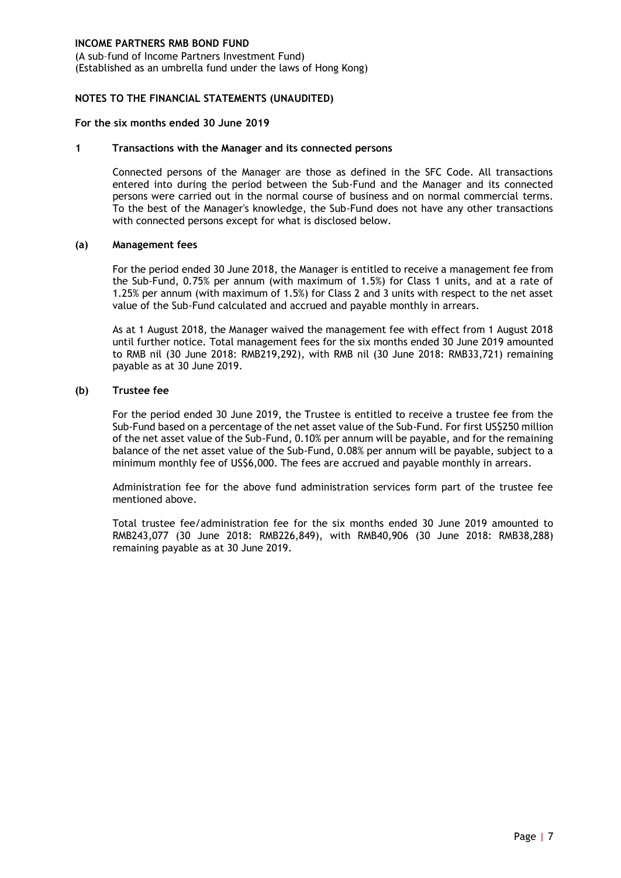**INCOME PARTNERS RMB BOND FUND**
(A sub–fund of Income Partners Investment Fund)
(Established as an umbrella fund under the laws of Hong Kong)

**NOTES TO THE FINANCIAL STATEMENTS (UNAUDITED)**

**For the six months ended 30 June 2019**

## 1 Transactions with the Manager and its connected persons

Connected persons of the Manager are those as defined in the SFC Code. All transactions entered into during the period between the Sub-Fund and the Manager and its connected persons were carried out in the normal course of business and on normal commercial terms. To the best of the Manager's knowledge, the Sub-Fund does not have any other transactions with connected persons except for what is disclosed below.

### (a) Management fees

For the period ended 30 June 2018, the Manager is entitled to receive a management fee from the Sub-Fund, 0.75% per annum (with maximum of 1.5%) for Class 1 units, and at a rate of 1.25% per annum (with maximum of 1.5%) for Class 2 and 3 units with respect to the net asset value of the Sub-Fund calculated and accrued and payable monthly in arrears.

As at 1 August 2018, the Manager waived the management fee with effect from 1 August 2018 until further notice. Total management fees for the six months ended 30 June 2019 amounted to RMB nil (30 June 2018: RMB219,292), with RMB nil (30 June 2018: RMB33,721) remaining payable as at 30 June 2019.

### (b) Trustee fee

For the period ended 30 June 2019, the Trustee is entitled to receive a trustee fee from the Sub-Fund based on a percentage of the net asset value of the Sub-Fund. For first US$250 million of the net asset value of the Sub-Fund, 0.10% per annum will be payable, and for the remaining balance of the net asset value of the Sub-Fund, 0.08% per annum will be payable, subject to a minimum monthly fee of US$6,000. The fees are accrued and payable monthly in arrears.

Administration fee for the above fund administration services form part of the trustee fee mentioned above.

Total trustee fee/administration fee for the six months ended 30 June 2019 amounted to RMB243,077 (30 June 2018: RMB226,849), with RMB40,906 (30 June 2018: RMB38,288) remaining payable as at 30 June 2019.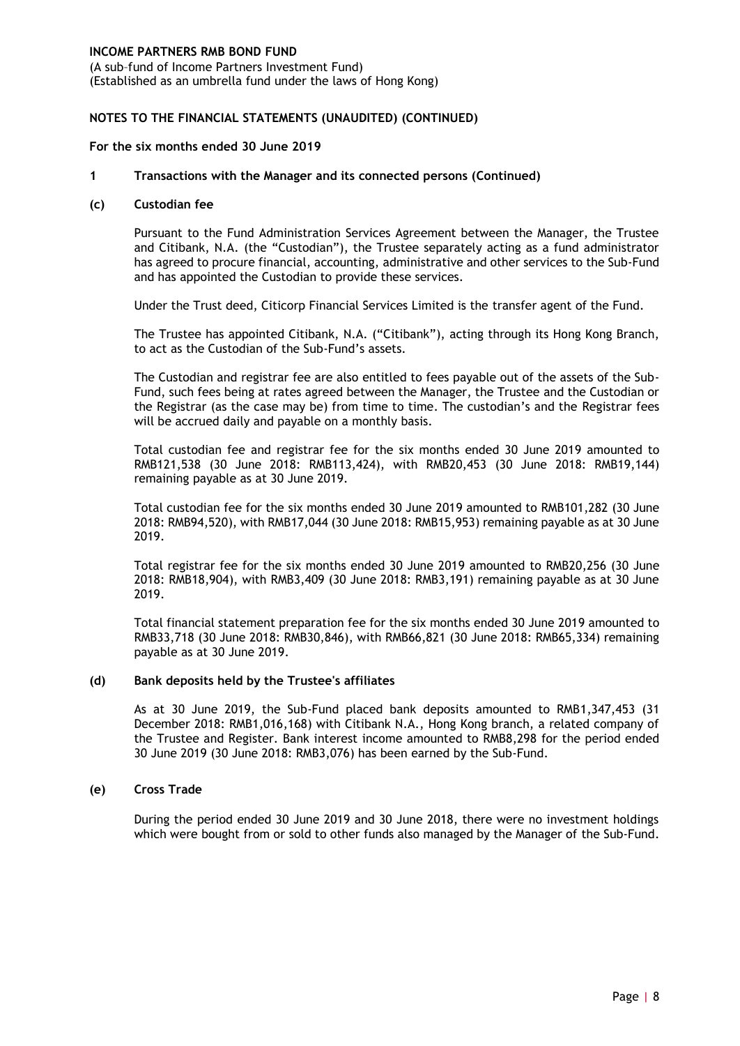**INCOME PARTNERS RMB BOND FUND**
(A sub–fund of Income Partners Investment Fund)
(Established as an umbrella fund under the laws of Hong Kong)

**NOTES TO THE FINANCIAL STATEMENTS (UNAUDITED) (CONTINUED)**

**For the six months ended 30 June 2019**

**1 Transactions with the Manager and its connected persons (Continued)**

**(c) Custodian fee**

Pursuant to the Fund Administration Services Agreement between the Manager, the Trustee and Citibank, N.A. (the "Custodian"), the Trustee separately acting as a fund administrator has agreed to procure financial, accounting, administrative and other services to the Sub-Fund and has appointed the Custodian to provide these services.

Under the Trust deed, Citicorp Financial Services Limited is the transfer agent of the Fund.

The Trustee has appointed Citibank, N.A. ("Citibank"), acting through its Hong Kong Branch, to act as the Custodian of the Sub-Fund's assets.

The Custodian and registrar fee are also entitled to fees payable out of the assets of the Sub-Fund, such fees being at rates agreed between the Manager, the Trustee and the Custodian or the Registrar (as the case may be) from time to time. The custodian's and the Registrar fees will be accrued daily and payable on a monthly basis.

Total custodian fee and registrar fee for the six months ended 30 June 2019 amounted to RMB121,538 (30 June 2018: RMB113,424), with RMB20,453 (30 June 2018: RMB19,144) remaining payable as at 30 June 2019.

Total custodian fee for the six months ended 30 June 2019 amounted to RMB101,282 (30 June 2018: RMB94,520), with RMB17,044 (30 June 2018: RMB15,953) remaining payable as at 30 June 2019.

Total registrar fee for the six months ended 30 June 2019 amounted to RMB20,256 (30 June 2018: RMB18,904), with RMB3,409 (30 June 2018: RMB3,191) remaining payable as at 30 June 2019.

Total financial statement preparation fee for the six months ended 30 June 2019 amounted to RMB33,718 (30 June 2018: RMB30,846), with RMB66,821 (30 June 2018: RMB65,334) remaining payable as at 30 June 2019.

**(d) Bank deposits held by the Trustee's affiliates**

As at 30 June 2019, the Sub-Fund placed bank deposits amounted to RMB1,347,453 (31 December 2018: RMB1,016,168) with Citibank N.A., Hong Kong branch, a related company of the Trustee and Register. Bank interest income amounted to RMB8,298 for the period ended 30 June 2019 (30 June 2018: RMB3,076) has been earned by the Sub-Fund.

**(e) Cross Trade**

During the period ended 30 June 2019 and 30 June 2018, there were no investment holdings which were bought from or sold to other funds also managed by the Manager of the Sub-Fund.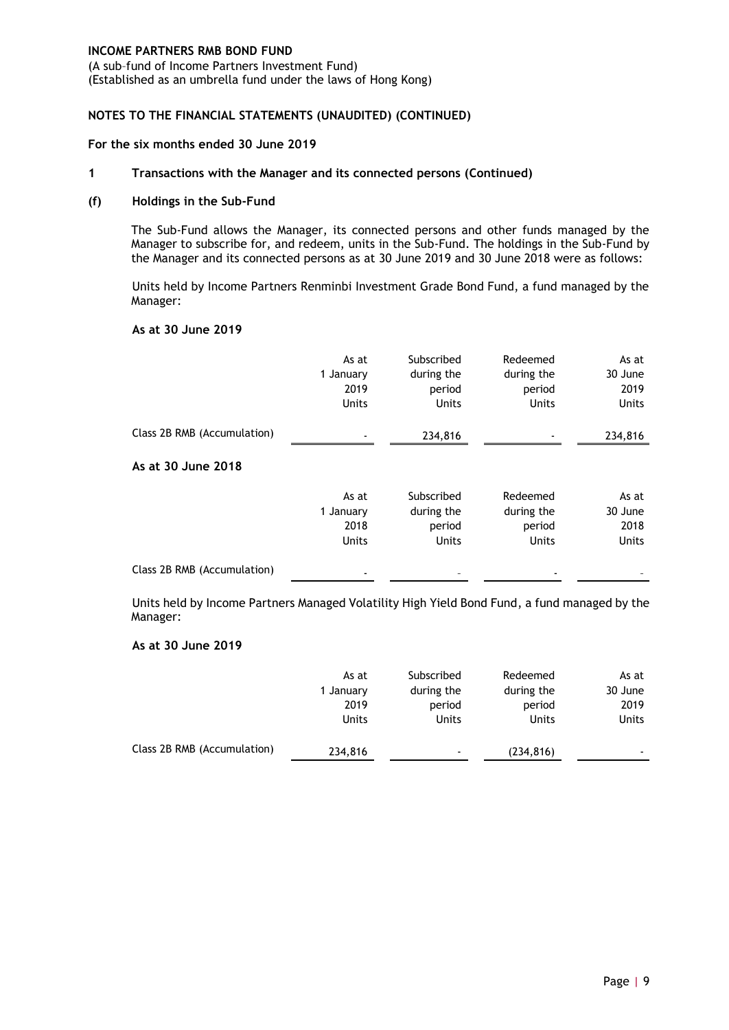**INCOME PARTNERS RMB BOND FUND**
(A sub-fund of Income Partners Investment Fund)
(Established as an umbrella fund under the laws of Hong Kong)

**NOTES TO THE FINANCIAL STATEMENTS (UNAUDITED) (CONTINUED)**

**For the six months ended 30 June 2019**

**1 Transactions with the Manager and its connected persons (Continued)**

**(f) Holdings in the Sub-Fund**

The Sub-Fund allows the Manager, its connected persons and other funds managed by the Manager to subscribe for, and redeem, units in the Sub-Fund. The holdings in the Sub-Fund by the Manager and its connected persons as at 30 June 2019 and 30 June 2018 were as follows:

Units held by Income Partners Renminbi Investment Grade Bond Fund, a fund managed by the Manager:

**As at 30 June 2019**

| | As at 1 January 2019 Units | Subscribed during the period Units | Redeemed during the period Units | As at 30 June 2019 Units |
|---|---|---|---|---|
| Class 2B RMB (Accumulation) | - | 234,816 | - | 234,816 |

**As at 30 June 2018**

| | As at 1 January 2018 Units | Subscribed during the period Units | Redeemed during the period Units | As at 30 June 2018 Units |
|---|---|---|---|---|
| Class 2B RMB (Accumulation) | - | - | - | - |

Units held by Income Partners Managed Volatility High Yield Bond Fund, a fund managed by the Manager:

**As at 30 June 2019**

| | As at 1 January 2019 Units | Subscribed during the period Units | Redeemed during the period Units | As at 30 June 2019 Units |
|---|---|---|---|---|
| Class 2B RMB (Accumulation) | 234,816 | - | (234,816) | - |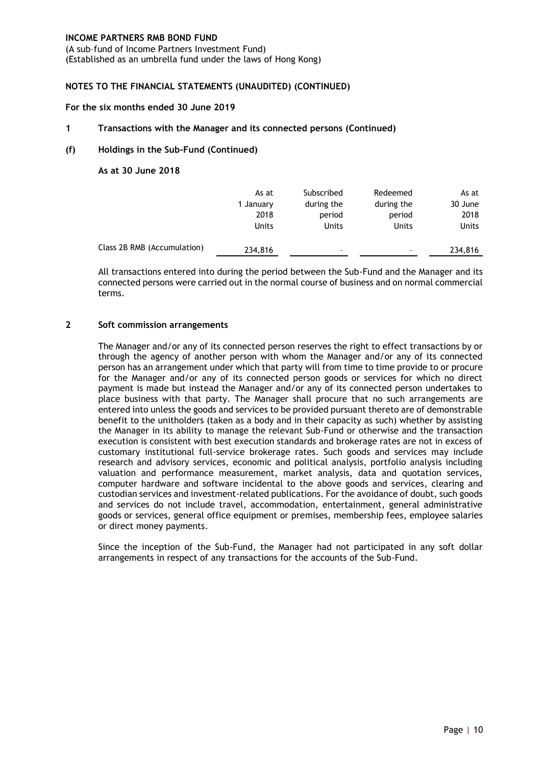**INCOME PARTNERS RMB BOND FUND**
(A sub–fund of Income Partners Investment Fund)
(Established as an umbrella fund under the laws of Hong Kong)

**NOTES TO THE FINANCIAL STATEMENTS (UNAUDITED) (CONTINUED)**

**For the six months ended 30 June 2019**

**1 Transactions with the Manager and its connected persons (Continued)**

**(f) Holdings in the Sub-Fund (Continued)**

**As at 30 June 2018**

| | As at 1 January 2018 Units | Subscribed during the period Units | Redeemed during the period Units | As at 30 June 2018 Units |
|---|---|---|---|---|
| Class 2B RMB (Accumulation) | 234,816 | – | – | 234,816 |

All transactions entered into during the period between the Sub-Fund and the Manager and its connected persons were carried out in the normal course of business and on normal commercial terms.

**2 Soft commission arrangements**

The Manager and/or any of its connected person reserves the right to effect transactions by or through the agency of another person with whom the Manager and/or any of its connected person has an arrangement under which that party will from time to time provide to or procure for the Manager and/or any of its connected person goods or services for which no direct payment is made but instead the Manager and/or any of its connected person undertakes to place business with that party. The Manager shall procure that no such arrangements are entered into unless the goods and services to be provided pursuant thereto are of demonstrable benefit to the unitholders (taken as a body and in their capacity as such) whether by assisting the Manager in its ability to manage the relevant Sub-Fund or otherwise and the transaction execution is consistent with best execution standards and brokerage rates are not in excess of customary institutional full-service brokerage rates. Such goods and services may include research and advisory services, economic and political analysis, portfolio analysis including valuation and performance measurement, market analysis, data and quotation services, computer hardware and software incidental to the above goods and services, clearing and custodian services and investment-related publications. For the avoidance of doubt, such goods and services do not include travel, accommodation, entertainment, general administrative goods or services, general office equipment or premises, membership fees, employee salaries or direct money payments.

Since the inception of the Sub-Fund, the Manager had not participated in any soft dollar arrangements in respect of any transactions for the accounts of the Sub-Fund.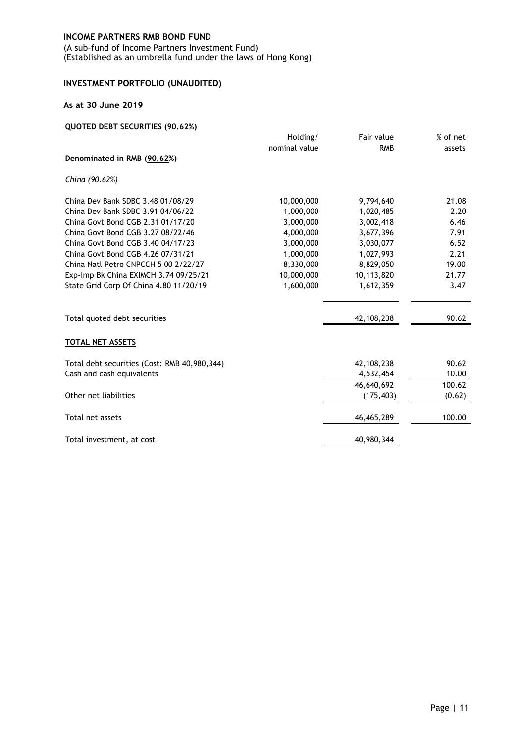**INCOME PARTNERS RMB BOND FUND**

(A sub-fund of Income Partners Investment Fund)
(Established as an umbrella fund under the laws of Hong Kong)

## INVESTMENT PORTFOLIO (UNAUDITED)

### As at 30 June 2019

**QUOTED DEBT SECURITIES (90.62%)**

| | Holding/ nominal value | Fair value RMB | % of net assets |
|---|---|---|---|
| **Denominated in RMB (90.62%)** | | | |
| *China (90.62%)* | | | |
| China Dev Bank SDBC 3.48 01/08/29 | 10,000,000 | 9,794,640 | 21.08 |
| China Dev Bank SDBC 3.91 04/06/22 | 1,000,000 | 1,020,485 | 2.20 |
| China Govt Bond CGB 2.31 01/17/20 | 3,000,000 | 3,002,418 | 6.46 |
| China Govt Bond CGB 3.27 08/22/46 | 4,000,000 | 3,677,396 | 7.91 |
| China Govt Bond CGB 3.40 04/17/23 | 3,000,000 | 3,030,077 | 6.52 |
| China Govt Bond CGB 4.26 07/31/21 | 1,000,000 | 1,027,993 | 2.21 |
| China Natl Petro CNPCCH 5 00 2/22/27 | 8,330,000 | 8,829,050 | 19.00 |
| Exp-Imp Bk China EXIMCH 3.74 09/25/21 | 10,000,000 | 10,113,820 | 21.77 |
| State Grid Corp Of China 4.80 11/20/19 | 1,600,000 | 1,612,359 | 3.47 |
| Total quoted debt securities | | 42,108,238 | 90.62 |

**TOTAL NET ASSETS**

| | | |
|---|---|---|
| Total debt securities (Cost: RMB 40,980,344) | 42,108,238 | 90.62 |
| Cash and cash equivalents | 4,532,454 | 10.00 |
| | 46,640,692 | 100.62 |
| Other net liabilities | (175,403) | (0.62) |
| Total net assets | 46,465,289 | 100.00 |
| Total investment, at cost | 40,980,344 | |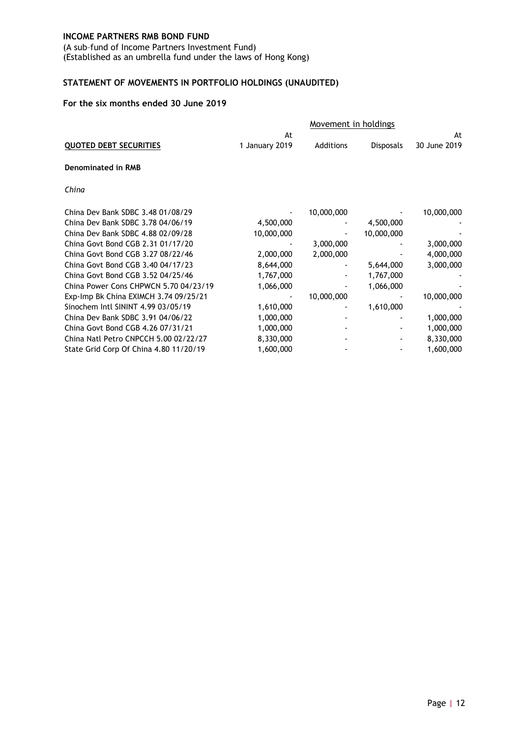**INCOME PARTNERS RMB BOND FUND**

(A sub–fund of Income Partners Investment Fund)
(Established as an umbrella fund under the laws of Hong Kong)

## STATEMENT OF MOVEMENTS IN PORTFOLIO HOLDINGS (UNAUDITED)

### For the six months ended 30 June 2019

| | | Movement in holdings | | |
|---|---|---|---|---|
| **QUOTED DEBT SECURITIES** | At 1 January 2019 | Additions | Disposals | At 30 June 2019 |
| **Denominated in RMB** | | | | |
| *China* | | | | |
| China Dev Bank SDBC 3.48 01/08/29 | - | 10,000,000 | - | 10,000,000 |
| China Dev Bank SDBC 3.78 04/06/19 | 4,500,000 | - | 4,500,000 | - |
| China Dev Bank SDBC 4.88 02/09/28 | 10,000,000 | - | 10,000,000 | - |
| China Govt Bond CGB 2.31 01/17/20 | - | 3,000,000 | - | 3,000,000 |
| China Govt Bond CGB 3.27 08/22/46 | 2,000,000 | 2,000,000 | - | 4,000,000 |
| China Govt Bond CGB 3.40 04/17/23 | 8,644,000 | - | 5,644,000 | 3,000,000 |
| China Govt Bond CGB 3.52 04/25/46 | 1,767,000 | - | 1,767,000 | - |
| China Power Cons CHPWCN 5.70 04/23/19 | 1,066,000 | - | 1,066,000 | - |
| Exp-Imp Bk China EXIMCH 3.74 09/25/21 | - | 10,000,000 | - | 10,000,000 |
| Sinochem Intl SININT 4.99 03/05/19 | 1,610,000 | - | 1,610,000 | - |
| China Dev Bank SDBC 3.91 04/06/22 | 1,000,000 | - | - | 1,000,000 |
| China Govt Bond CGB 4.26 07/31/21 | 1,000,000 | - | - | 1,000,000 |
| China Natl Petro CNPCCH 5.00 02/22/27 | 8,330,000 | - | - | 8,330,000 |
| State Grid Corp Of China 4.80 11/20/19 | 1,600,000 | - | - | 1,600,000 |